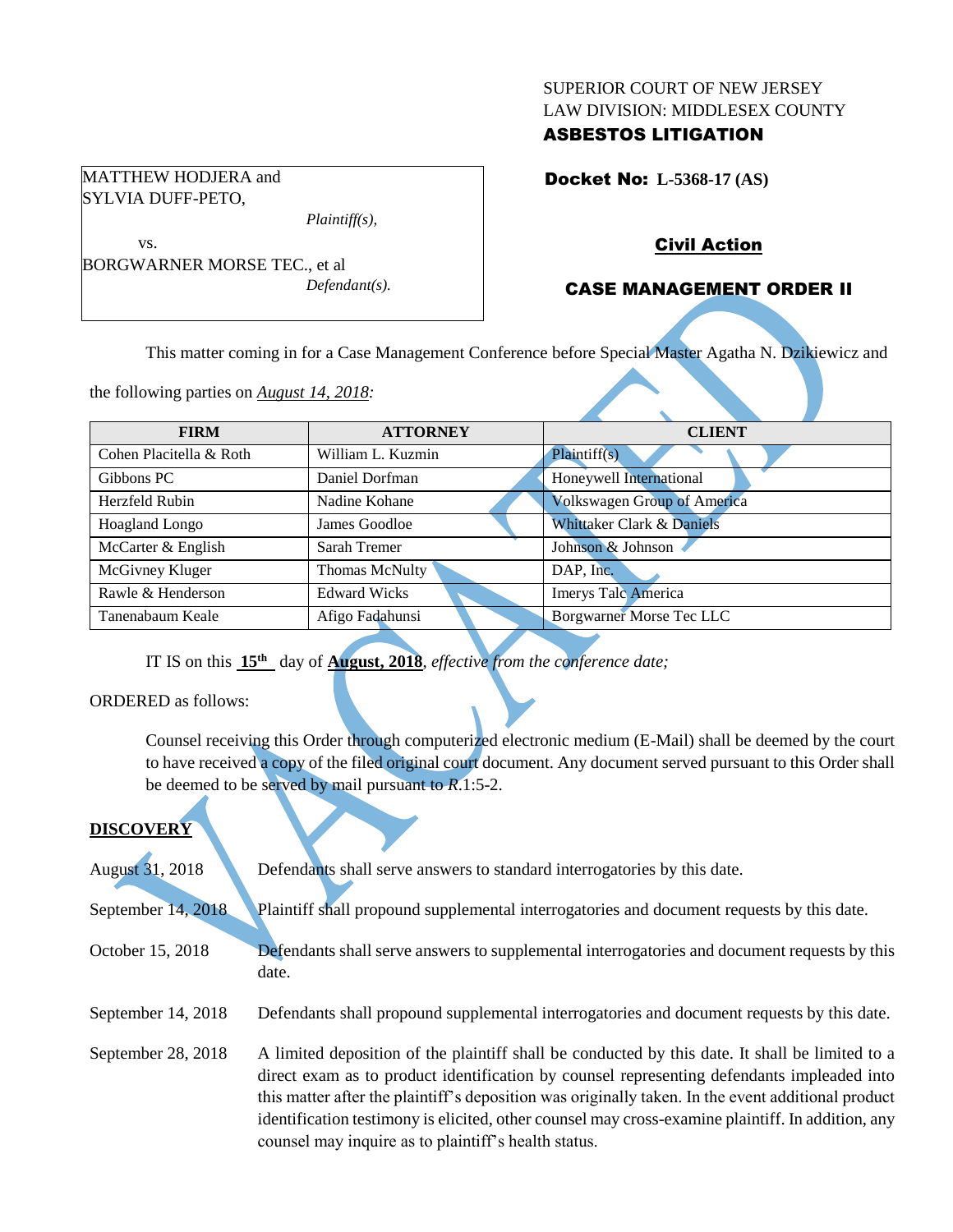SUPERIOR COURT OF NEW JERSEY
LAW DIVISION: MIDDLESEX COUNTY
**ASBESTOS LITIGATION**

MATTHEW HODJERA and SYLVIA DUFF-PETO,
*Plaintiff(s),*

vs.

BORGWARNER MORSE TEC., et al
*Defendant(s).*

**Docket No: L-5368-17 (AS)**

**Civil Action**

**CASE MANAGEMENT ORDER II**

This matter coming in for a Case Management Conference before Special Master Agatha N. Dzikiewicz and the following parties on *August 14, 2018:*

| FIRM | ATTORNEY | CLIENT |
|---|---|---|
| Cohen Placitella & Roth | William L. Kuzmin | Plaintiff(s) |
| Gibbons PC | Daniel Dorfman | Honeywell International |
| Herzfeld Rubin | Nadine Kohane | Volkswagen Group of America |
| Hoagland Longo | James Goodloe | Whittaker Clark & Daniels |
| McCarter & English | Sarah Tremer | Johnson & Johnson |
| McGivney Kluger | Thomas McNulty | DAP, Inc. |
| Rawle & Henderson | Edward Wicks | Imerys Talc America |
| Tanenabaum Keale | Afigo Fadahunsi | Borgwarner Morse Tec LLC |

IT IS on this **15th** day of **August, 2018**, *effective from the conference date;*

ORDERED as follows:

Counsel receiving this Order through computerized electronic medium (E-Mail) shall be deemed by the court to have received a copy of the filed original court document. Any document served pursuant to this Order shall be deemed to be served by mail pursuant to *R*.1:5-2.

**DISCOVERY**

| | |
|---|---|
| August 31, 2018 | Defendants shall serve answers to standard interrogatories by this date. |
| September 14, 2018 | Plaintiff shall propound supplemental interrogatories and document requests by this date. |
| October 15, 2018 | Defendants shall serve answers to supplemental interrogatories and document requests by this date. |
| September 14, 2018 | Defendants shall propound supplemental interrogatories and document requests by this date. |
| September 28, 2018 | A limited deposition of the plaintiff shall be conducted by this date. It shall be limited to a direct exam as to product identification by counsel representing defendants impleaded into this matter after the plaintiff's deposition was originally taken. In the event additional product identification testimony is elicited, other counsel may cross-examine plaintiff. In addition, any counsel may inquire as to plaintiff's health status. |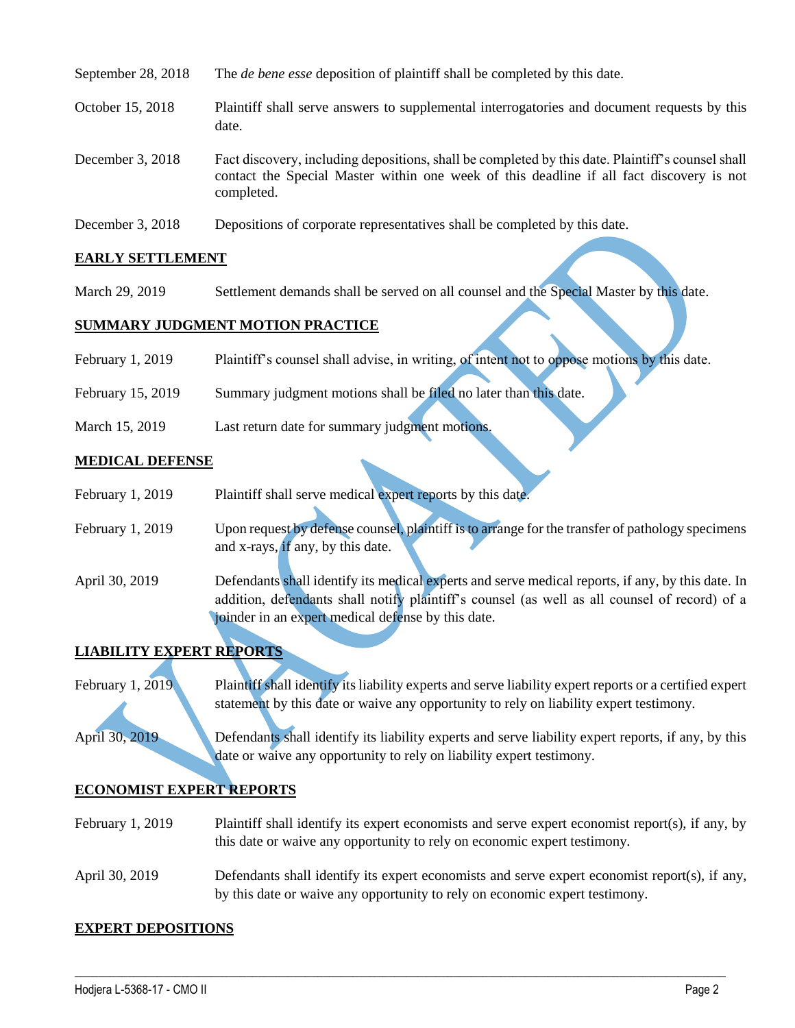| | |
|---|---|
| September 28, 2018 | The *de bene esse* deposition of plaintiff shall be completed by this date. |
| October 15, 2018 | Plaintiff shall serve answers to supplemental interrogatories and document requests by this date. |
| December 3, 2018 | Fact discovery, including depositions, shall be completed by this date. Plaintiff's counsel shall contact the Special Master within one week of this deadline if all fact discovery is not completed. |
| December 3, 2018 | Depositions of corporate representatives shall be completed by this date. |

**EARLY SETTLEMENT**

| | |
|---|---|
| March 29, 2019 | Settlement demands shall be served on all counsel and the Special Master by this date. |

**SUMMARY JUDGMENT MOTION PRACTICE**

| | |
|---|---|
| February 1, 2019 | Plaintiff's counsel shall advise, in writing, of intent not to oppose motions by this date. |
| February 15, 2019 | Summary judgment motions shall be filed no later than this date. |
| March 15, 2019 | Last return date for summary judgment motions. |

**MEDICAL DEFENSE**

| | |
|---|---|
| February 1, 2019 | Plaintiff shall serve medical expert reports by this date. |
| February 1, 2019 | Upon request by defense counsel, plaintiff is to arrange for the transfer of pathology specimens and x-rays, if any, by this date. |
| April 30, 2019 | Defendants shall identify its medical experts and serve medical reports, if any, by this date. In addition, defendants shall notify plaintiff's counsel (as well as all counsel of record) of a joinder in an expert medical defense by this date. |

**LIABILITY EXPERT REPORTS**

| | |
|---|---|
| February 1, 2019 | Plaintiff shall identify its liability experts and serve liability expert reports or a certified expert statement by this date or waive any opportunity to rely on liability expert testimony. |
| April 30, 2019 | Defendants shall identify its liability experts and serve liability expert reports, if any, by this date or waive any opportunity to rely on liability expert testimony. |

**ECONOMIST EXPERT REPORTS**

| | |
|---|---|
| February 1, 2019 | Plaintiff shall identify its expert economists and serve expert economist report(s), if any, by this date or waive any opportunity to rely on economic expert testimony. |
| April 30, 2019 | Defendants shall identify its expert economists and serve expert economist report(s), if any, by this date or waive any opportunity to rely on economic expert testimony. |

**EXPERT DEPOSITIONS**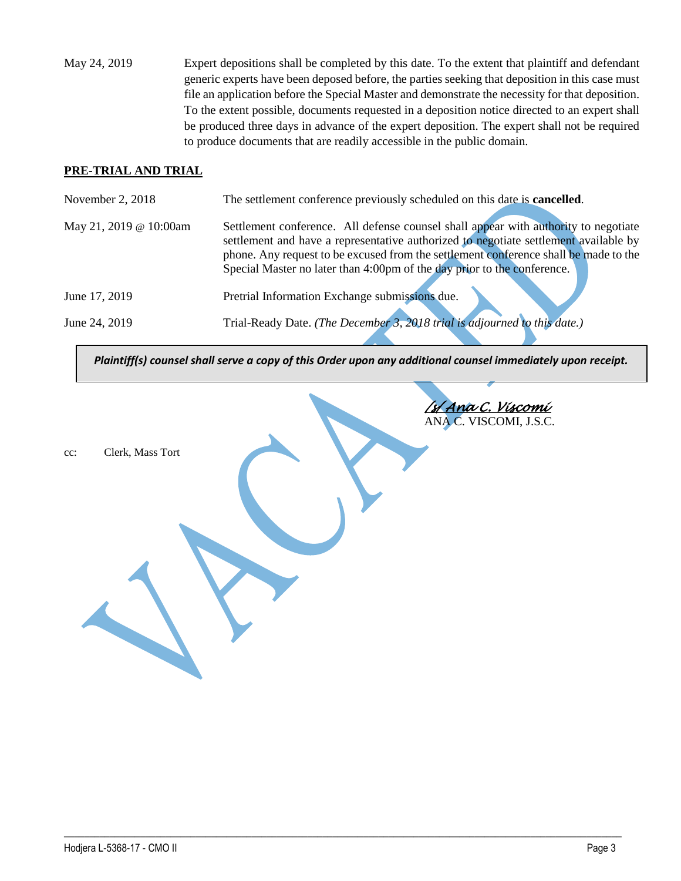| | |
|---|---|
| May 24, 2019 | Expert depositions shall be completed by this date. To the extent that plaintiff and defendant generic experts have been deposed before, the parties seeking that deposition in this case must file an application before the Special Master and demonstrate the necessity for that deposition. To the extent possible, documents requested in a deposition notice directed to an expert shall be produced three days in advance of the expert deposition. The expert shall not be required to produce documents that are readily accessible in the public domain. |

## PRE-TRIAL AND TRIAL

| | |
|---|---|
| November 2, 2018 | The settlement conference previously scheduled on this date is **cancelled**. |
| May 21, 2019 @ 10:00am | Settlement conference. All defense counsel shall appear with authority to negotiate settlement and have a representative authorized to negotiate settlement available by phone. Any request to be excused from the settlement conference shall be made to the Special Master no later than 4:00pm of the day prior to the conference. |
| June 17, 2019 | Pretrial Information Exchange submissions due. |
| June 24, 2019 | Trial-Ready Date. *(The December 3, 2018 trial is adjourned to this date.)* |

***Plaintiff(s) counsel shall serve a copy of this Order upon any additional counsel immediately upon receipt.***

*/s/ Ana C. Viscomi*
ANA C. VISCOMI, J.S.C.

cc: Clerk, Mass Tort

VACATED